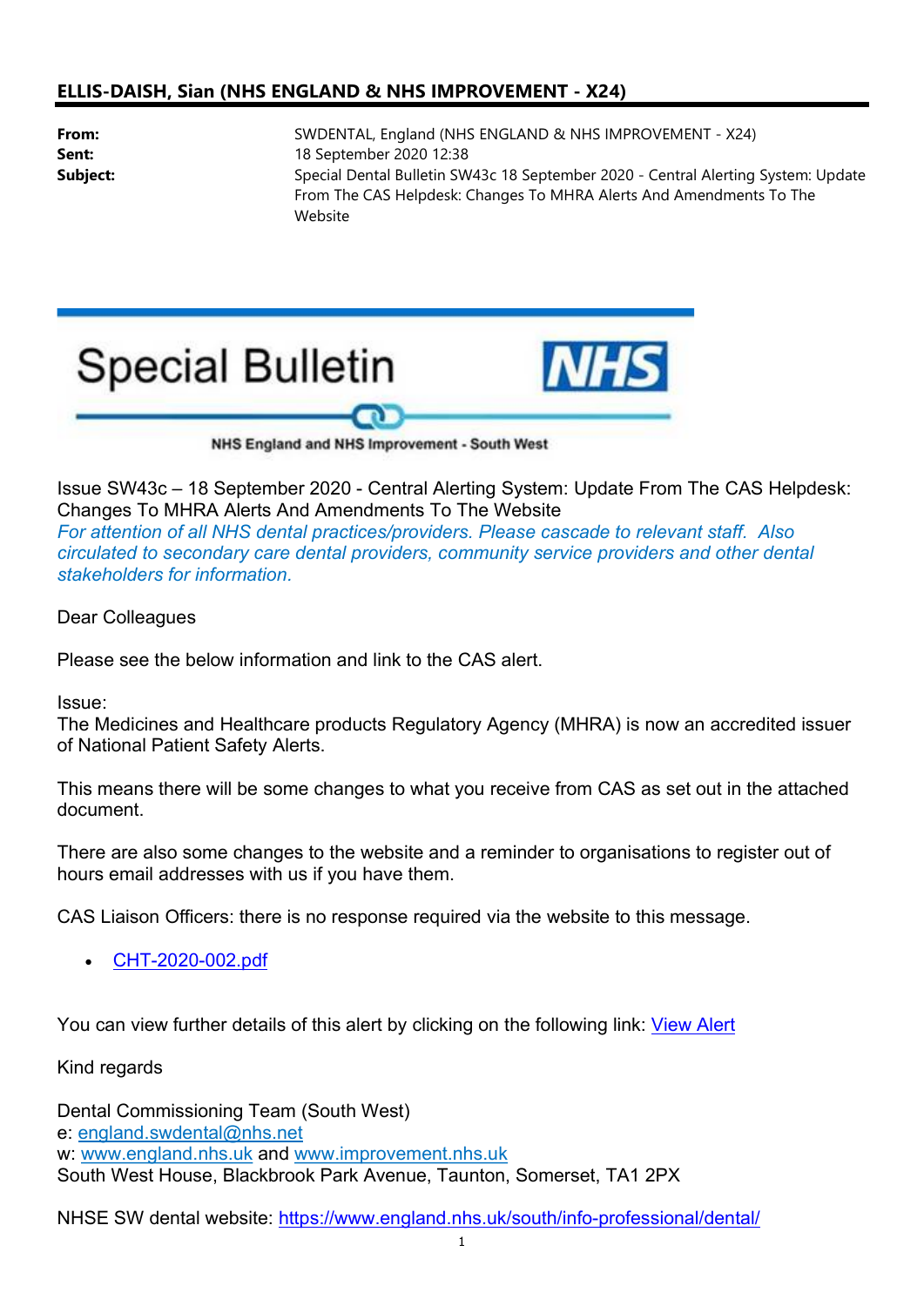**ELLIS-DAISH, Sian (NHS ENGLAND & NHS IMPROVEMENT - X24)**

| | |
|---|---|
| **From:** | SWDENTAL, England (NHS ENGLAND & NHS IMPROVEMENT - X24) |
| **Sent:** | 18 September 2020 12:38 |
| **Subject:** | Special Dental Bulletin SW43c 18 September 2020 - Central Alerting System: Update From The CAS Helpdesk: Changes To MHRA Alerts And Amendments To The Website |

# Special Bulletin

NHS

NHS England and NHS Improvement - South West

Issue SW43c – 18 September 2020 - Central Alerting System: Update From The CAS Helpdesk: Changes To MHRA Alerts And Amendments To The Website

*For attention of all NHS dental practices/providers. Please cascade to relevant staff. Also circulated to secondary care dental providers, community service providers and other dental stakeholders for information.*

Dear Colleagues

Please see the below information and link to the CAS alert.

Issue:
The Medicines and Healthcare products Regulatory Agency (MHRA) is now an accredited issuer of National Patient Safety Alerts.

This means there will be some changes to what you receive from CAS as set out in the attached document.

There are also some changes to the website and a reminder to organisations to register out of hours email addresses with us if you have them.

CAS Liaison Officers: there is no response required via the website to this message.

- CHT-2020-002.pdf

You can view further details of this alert by clicking on the following link: View Alert

Kind regards

Dental Commissioning Team (South West)
e: england.swdental@nhs.net
w: www.england.nhs.uk and www.improvement.nhs.uk
South West House, Blackbrook Park Avenue, Taunton, Somerset, TA1 2PX

NHSE SW dental website: https://www.england.nhs.uk/south/info-professional/dental/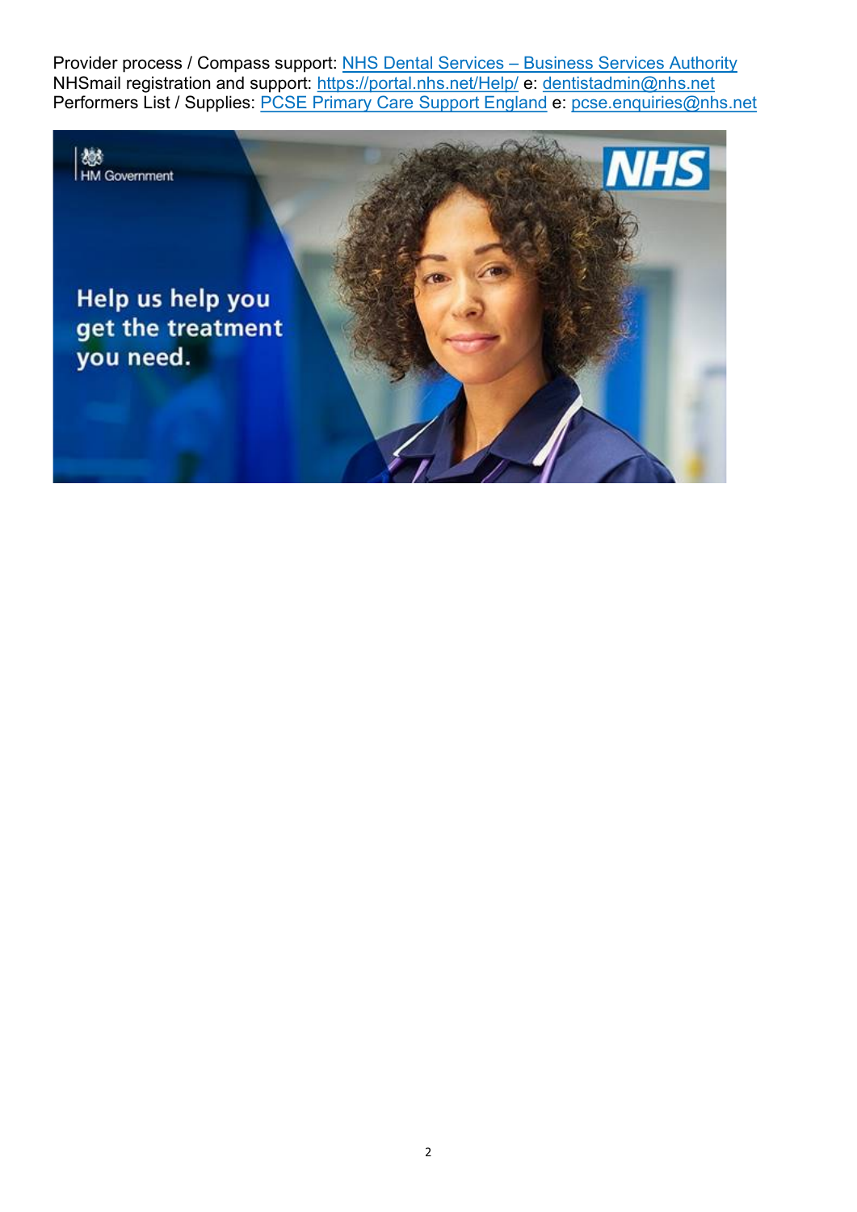Provider process / Compass support: [NHS Dental Services – Business Services Authority]
NHSmail registration and support: https://portal.nhs.net/Help/ e: dentistadmin@nhs.net
Performers List / Supplies: PCSE Primary Care Support England e: pcse.enquiries@nhs.net